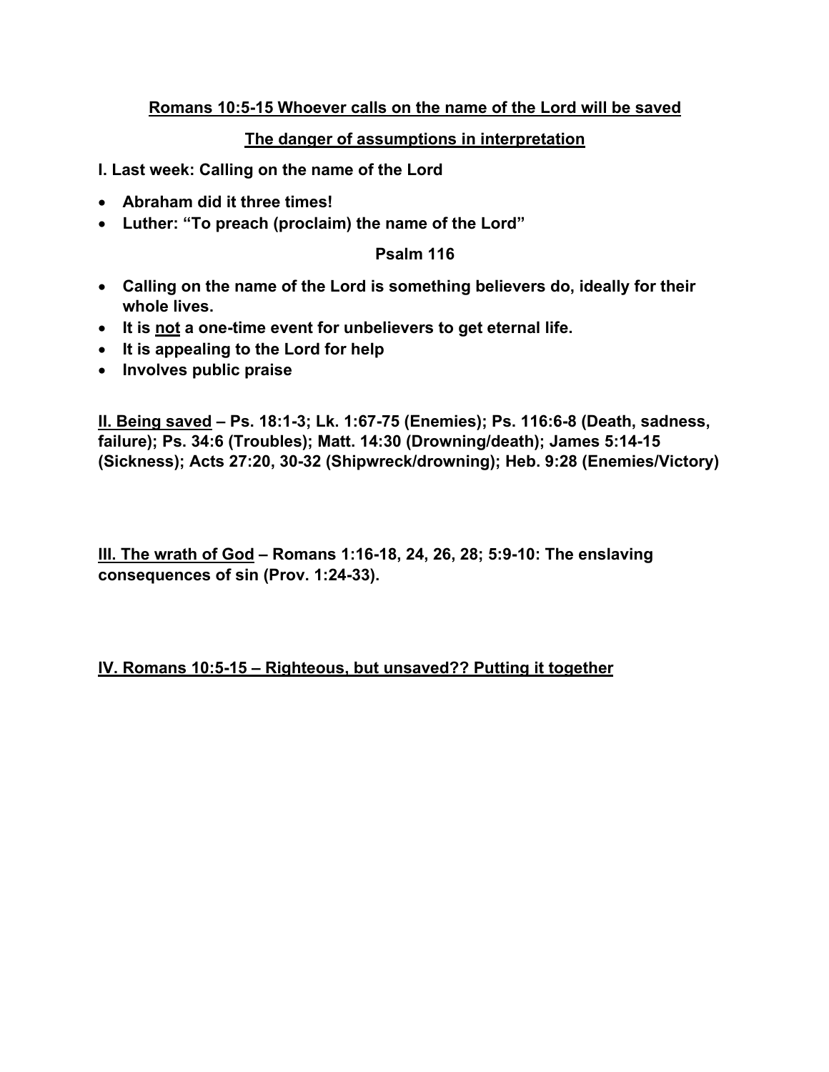**<u>Romans 10:5-15 Whoever calls on the name of the Lord will be saved</u>**

**<u>The danger of assumptions in interpretation</u>**

**I. Last week: Calling on the name of the Lord**

- **Abraham did it three times!**
- **Luther: "To preach (proclaim) the name of the Lord"**

**Psalm 116**

- **Calling on the name of the Lord is something believers do, ideally for their whole lives.**
- **It is <u>not</u> a one-time event for unbelievers to get eternal life.**
- **It is appealing to the Lord for help**
- **Involves public praise**

**<u>II. Being saved</u> – Ps. 18:1-3; Lk. 1:67-75 (Enemies); Ps. 116:6-8 (Death, sadness, failure); Ps. 34:6 (Troubles); Matt. 14:30 (Drowning/death); James 5:14-15 (Sickness); Acts 27:20, 30-32 (Shipwreck/drowning); Heb. 9:28 (Enemies/Victory)**

**<u>III. The wrath of God</u> – Romans 1:16-18, 24, 26, 28; 5:9-10: The enslaving consequences of sin (Prov. 1:24-33).**

**<u>IV. Romans 10:5-15 – Righteous, but unsaved?? Putting it together</u>**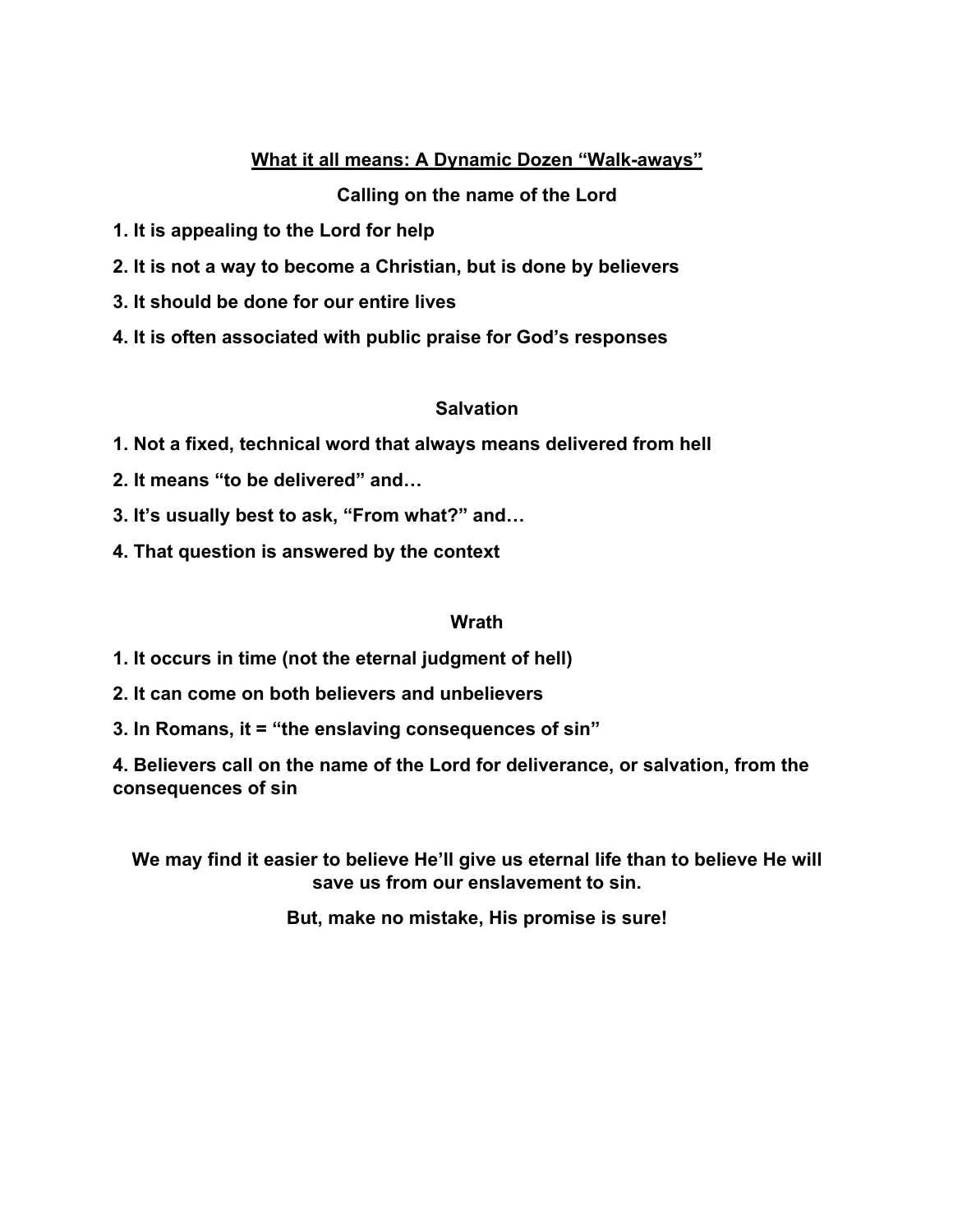## What it all means: A Dynamic Dozen "Walk-aways"

### Calling on the name of the Lord

**1. It is appealing to the Lord for help**

**2. It is not a way to become a Christian, but is done by believers**

**3. It should be done for our entire lives**

**4. It is often associated with public praise for God's responses**

### Salvation

**1. Not a fixed, technical word that always means delivered from hell**

**2. It means "to be delivered" and…**

**3. It's usually best to ask, "From what?" and…**

**4. That question is answered by the context**

### Wrath

**1. It occurs in time (not the eternal judgment of hell)**

**2. It can come on both believers and unbelievers**

**3. In Romans, it = "the enslaving consequences of sin"**

**4. Believers call on the name of the Lord for deliverance, or salvation, from the consequences of sin**

**We may find it easier to believe He'll give us eternal life than to believe He will save us from our enslavement to sin.**

**But, make no mistake, His promise is sure!**